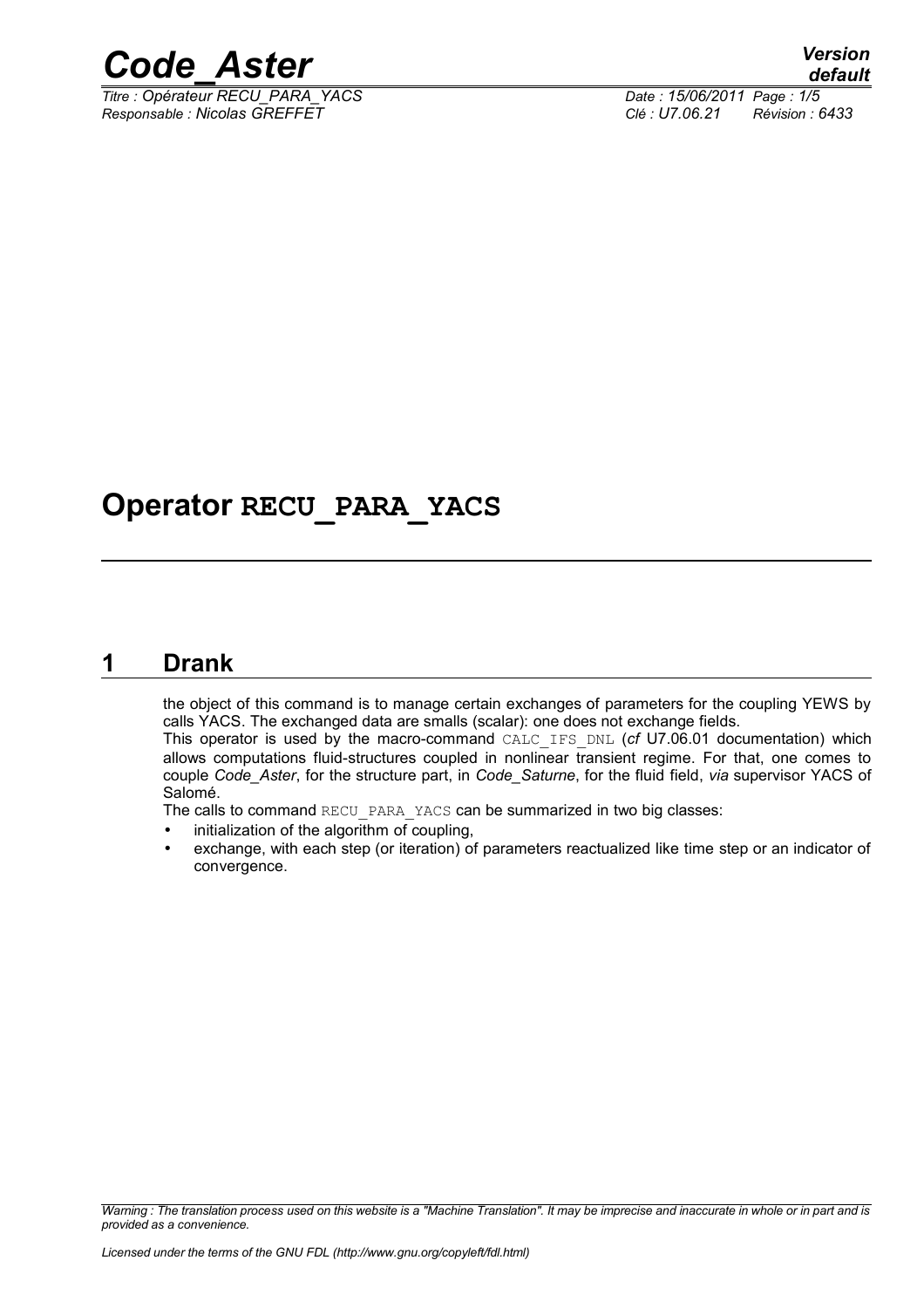# Operator RECU_PARA_YACS

## 1 Drank

the object of this command is to manage certain exchanges of parameters for the coupling YEWS by calls YACS. The exchanged data are smalls (scalar): one does not exchange fields.

This operator is used by the macro-command CALC_IFS_DNL (*cf* U7.06.01 documentation) which allows computations fluid-structures coupled in nonlinear transient regime. For that, one comes to couple *Code_Aster*, for the structure part, in *Code_Saturne*, for the fluid field, *via* supervisor YACS of Salomé.

The calls to command RECU_PARA_YACS can be summarized in two big classes:

- initialization of the algorithm of coupling,
- exchange, with each step (or iteration) of parameters reactualized like time step or an indicator of convergence.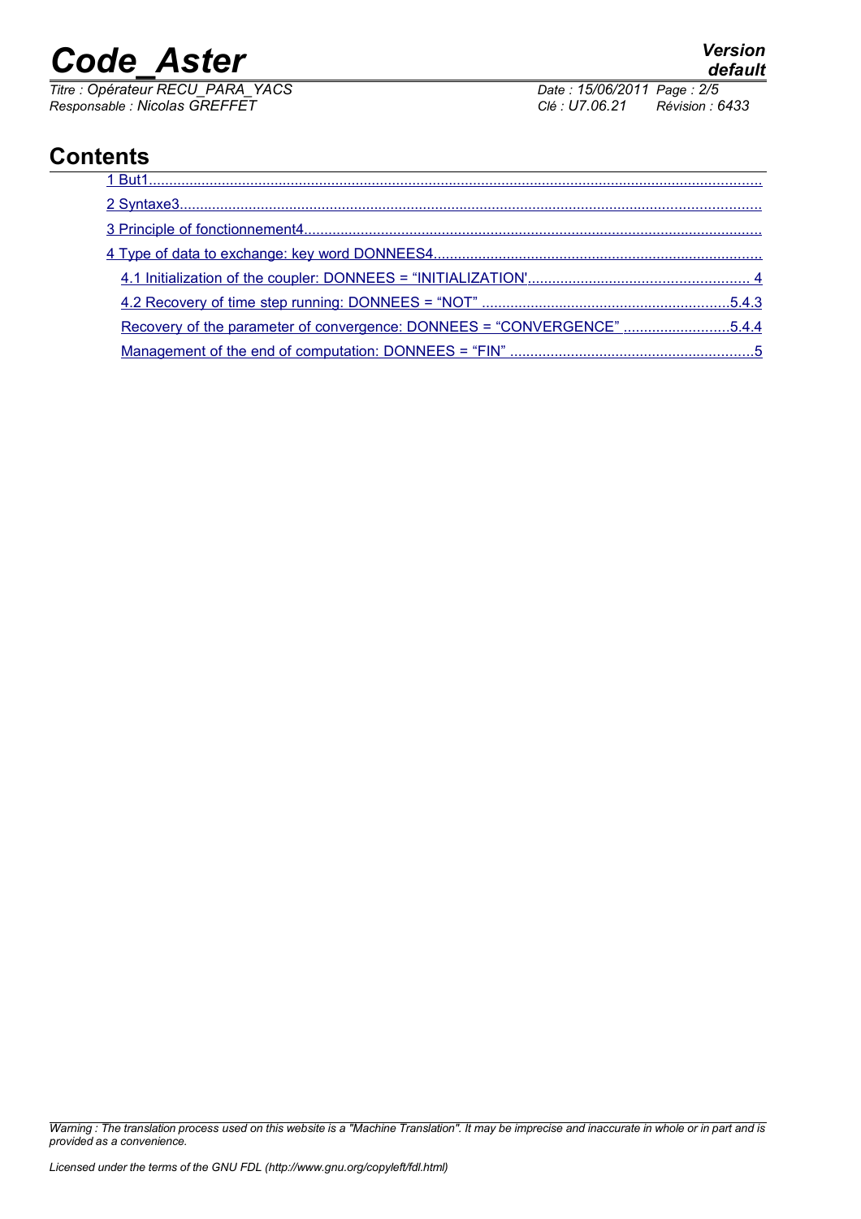# Contents

1 But1

2 Syntaxe3

3 Principle of fonctionnement4

4 Type of data to exchange: key word DONNEES4

- 4.1 Initialization of the coupler: DONNEES = "INITIALIZATION' 4
- 4.2 Recovery of time step running: DONNEES = "NOT" 5.4.3
- Recovery of the parameter of convergence: DONNEES = "CONVERGENCE" 5.4.4
- Management of the end of computation: DONNEES = "FIN" 5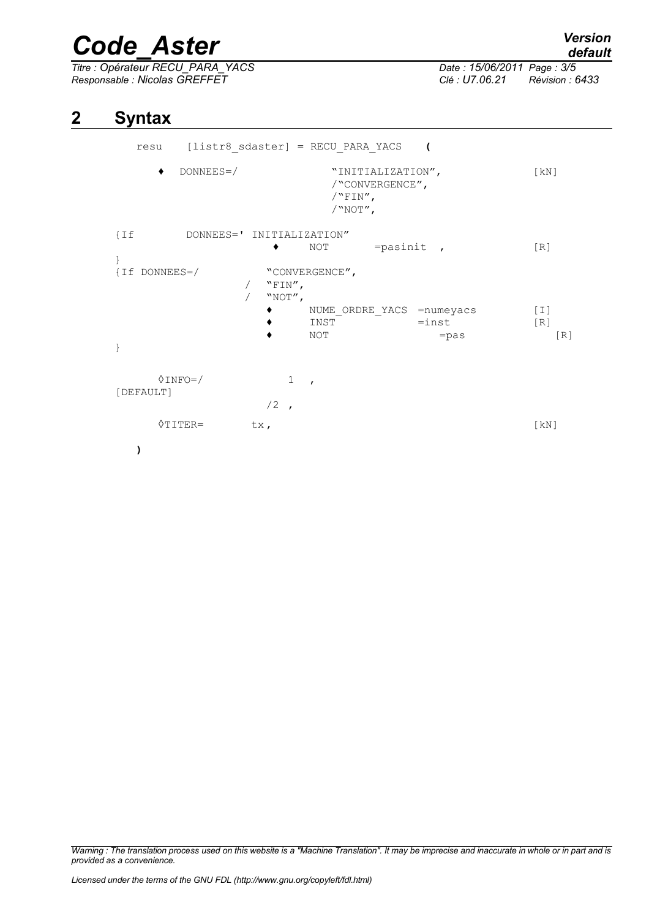# 2 Syntax

```
resu    [listr8_sdaster] = RECU_PARA_YACS    (

    ♦   DONNEES=/              "INITIALIZATION",          [kN]
                               /"CONVERGENCE",
                               /"FIN",
                               /"NOT",

{If       DONNEES=' INITIALIZATION"
                    ♦    NOT        =pasinit  ,           [R]
}
{If DONNEES=/          "CONVERGENCE",
                 /   "FIN",
                 /   "NOT",
                    ♦    NUME_ORDRE_YACS  =numeyacs       [I]
                    ♦    INST             =inst           [R]
                    ♦    NOT                 =pas            [R]
}

    ◊INFO=/             1   ,
[DEFAULT]
                    /2  ,
    ◊TITER=       tx,                                     [kN]

)
```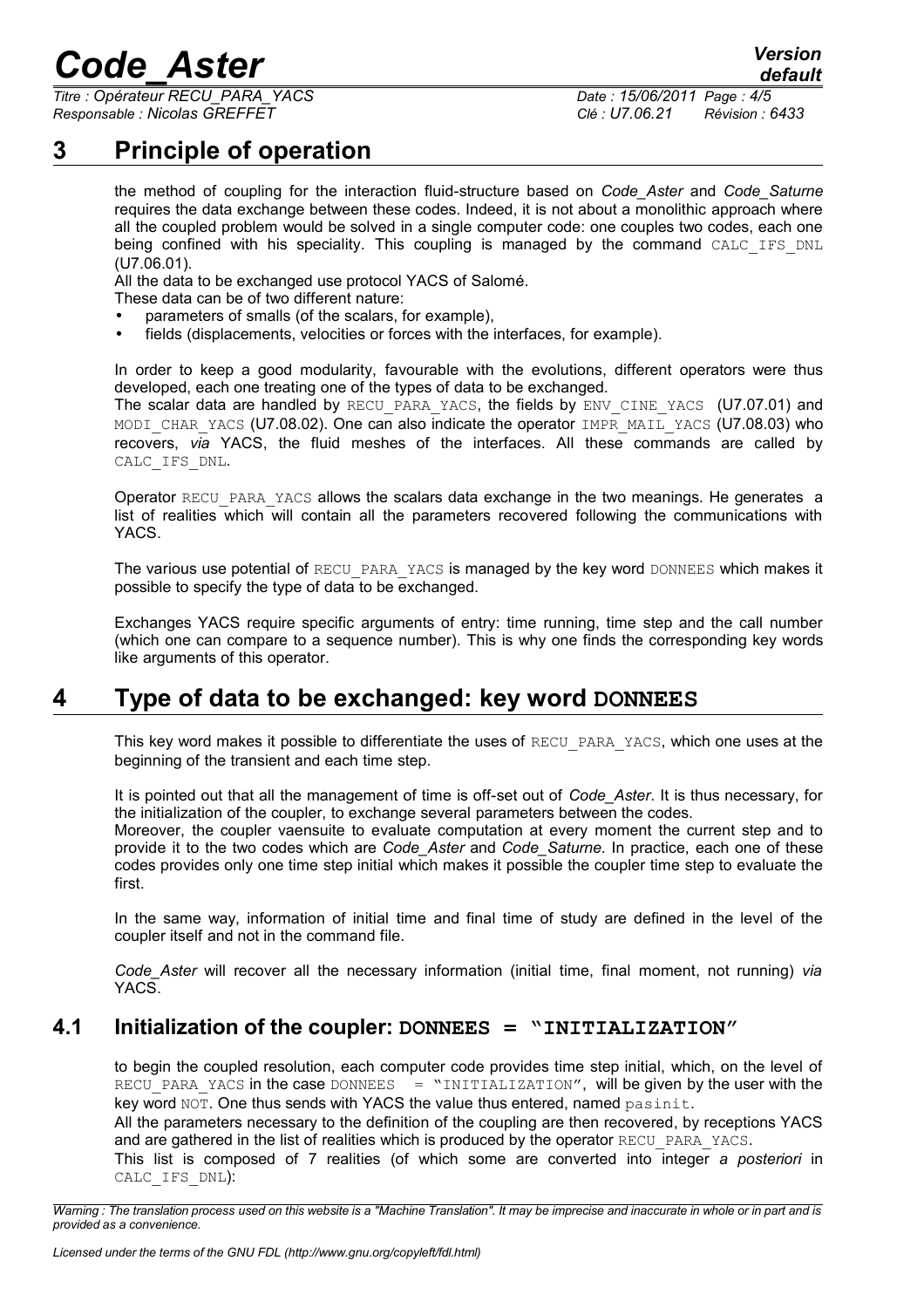# 3 Principle of operation

the method of coupling for the interaction fluid-structure based on *Code_Aster* and *Code_Saturne* requires the data exchange between these codes. Indeed, it is not about a monolithic approach where all the coupled problem would be solved in a single computer code: one couples two codes, each one being confined with his speciality. This coupling is managed by the command CALC_IFS_DNL (U7.06.01).

All the data to be exchanged use protocol YACS of Salomé.

These data can be of two different nature:

- parameters of smalls (of the scalars, for example),
- fields (displacements, velocities or forces with the interfaces, for example).

In order to keep a good modularity, favourable with the evolutions, different operators were thus developed, each one treating one of the types of data to be exchanged.

The scalar data are handled by RECU_PARA_YACS, the fields by ENV_CINE_YACS (U7.07.01) and MODI_CHAR_YACS (U7.08.02). One can also indicate the operator IMPR_MAIL_YACS (U7.08.03) who recovers, *via* YACS, the fluid meshes of the interfaces. All these commands are called by CALC_IFS_DNL.

Operator RECU_PARA_YACS allows the scalars data exchange in the two meanings. He generates a list of realities which will contain all the parameters recovered following the communications with YACS.

The various use potential of RECU_PARA_YACS is managed by the key word DONNEES which makes it possible to specify the type of data to be exchanged.

Exchanges YACS require specific arguments of entry: time running, time step and the call number (which one can compare to a sequence number). This is why one finds the corresponding key words like arguments of this operator.

# 4 Type of data to be exchanged: key word DONNEES

This key word makes it possible to differentiate the uses of RECU_PARA_YACS, which one uses at the beginning of the transient and each time step.

It is pointed out that all the management of time is off-set out of *Code_Aster*. It is thus necessary, for the initialization of the coupler, to exchange several parameters between the codes.

Moreover, the coupler vaensuite to evaluate computation at every moment the current step and to provide it to the two codes which are *Code_Aster* and *Code_Saturne*. In practice, each one of these codes provides only one time step initial which makes it possible the coupler time step to evaluate the first.

In the same way, information of initial time and final time of study are defined in the level of the coupler itself and not in the command file.

*Code_Aster* will recover all the necessary information (initial time, final moment, not running) *via* YACS.

## 4.1 Initialization of the coupler: DONNEES = "INITIALIZATION"

to begin the coupled resolution, each computer code provides time step initial, which, on the level of RECU_PARA_YACS in the case DONNEES = "INITIALIZATION", will be given by the user with the key word NOT. One thus sends with YACS the value thus entered, named pasinit.

All the parameters necessary to the definition of the coupling are then recovered, by receptions YACS and are gathered in the list of realities which is produced by the operator RECU_PARA_YACS.

This list is composed of 7 realities (of which some are converted into integer *a posteriori* in CALC_IFS_DNL):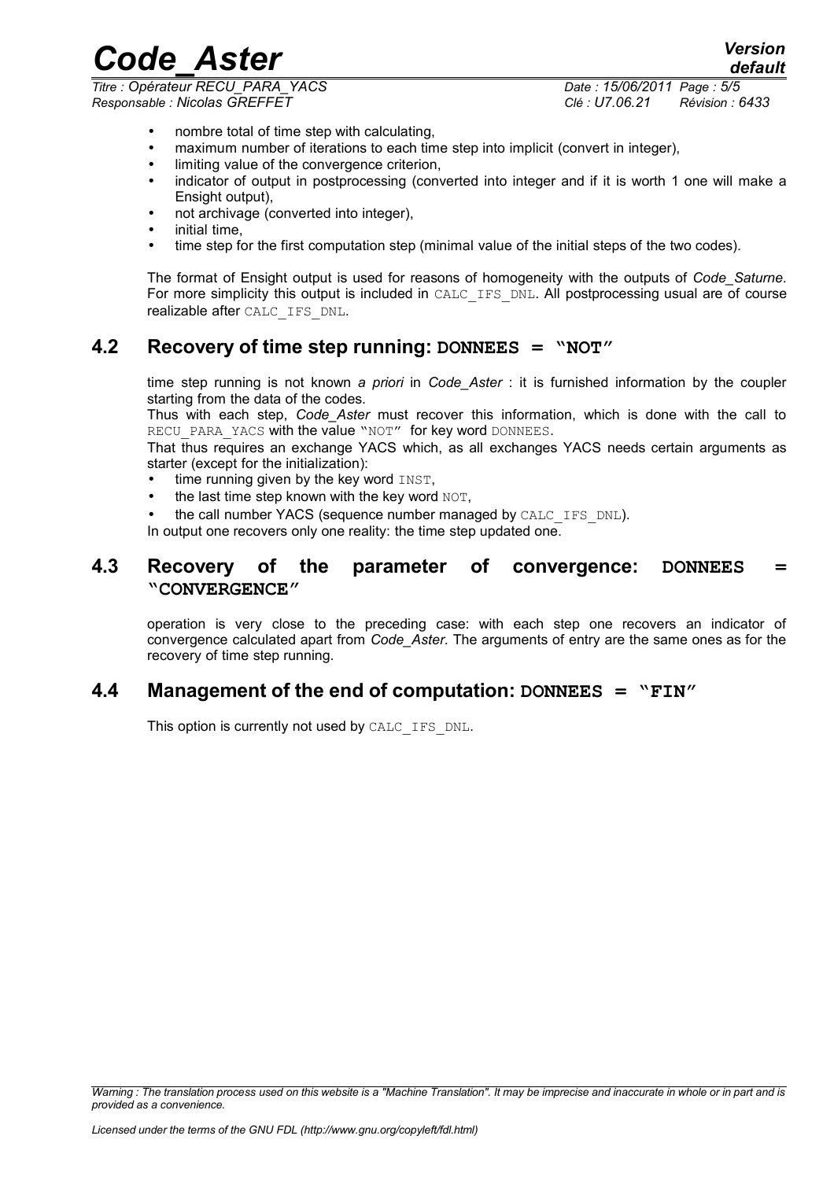- nombre total of time step with calculating,
- maximum number of iterations to each time step into implicit (convert in integer),
- limiting value of the convergence criterion,
- indicator of output in postprocessing (converted into integer and if it is worth 1 one will make a Ensight output),
- not archivage (converted into integer),
- initial time,
- time step for the first computation step (minimal value of the initial steps of the two codes).

The format of Ensight output is used for reasons of homogeneity with the outputs of *Code_Saturne*. For more simplicity this output is included in CALC_IFS_DNL. All postprocessing usual are of course realizable after CALC_IFS_DNL.

## 4.2 Recovery of time step running: DONNEES = "NOT"

time step running is not known *a priori* in *Code_Aster* : it is furnished information by the coupler starting from the data of the codes.

Thus with each step, *Code_Aster* must recover this information, which is done with the call to RECU_PARA_YACS with the value "NOT" for key word DONNEES.

That thus requires an exchange YACS which, as all exchanges YACS needs certain arguments as starter (except for the initialization):

- time running given by the key word INST,
- the last time step known with the key word NOT,
- the call number YACS (sequence number managed by CALC_IFS_DNL).

In output one recovers only one reality: the time step updated one.

## 4.3 Recovery of the parameter of convergence: DONNEES = "CONVERGENCE"

operation is very close to the preceding case: with each step one recovers an indicator of convergence calculated apart from *Code_Aster*. The arguments of entry are the same ones as for the recovery of time step running.

## 4.4 Management of the end of computation: DONNEES = "FIN"

This option is currently not used by CALC_IFS_DNL.